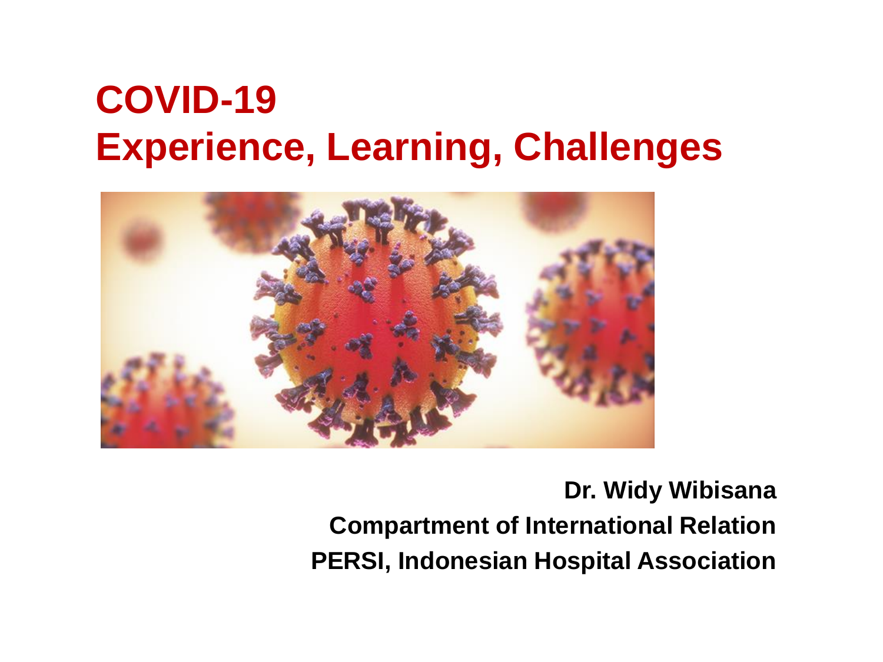# COVID-19
# Experience, Learning, Challenges

**Dr. Widy Wibisana**

**Compartment of International Relation**

**PERSI, Indonesian Hospital Association**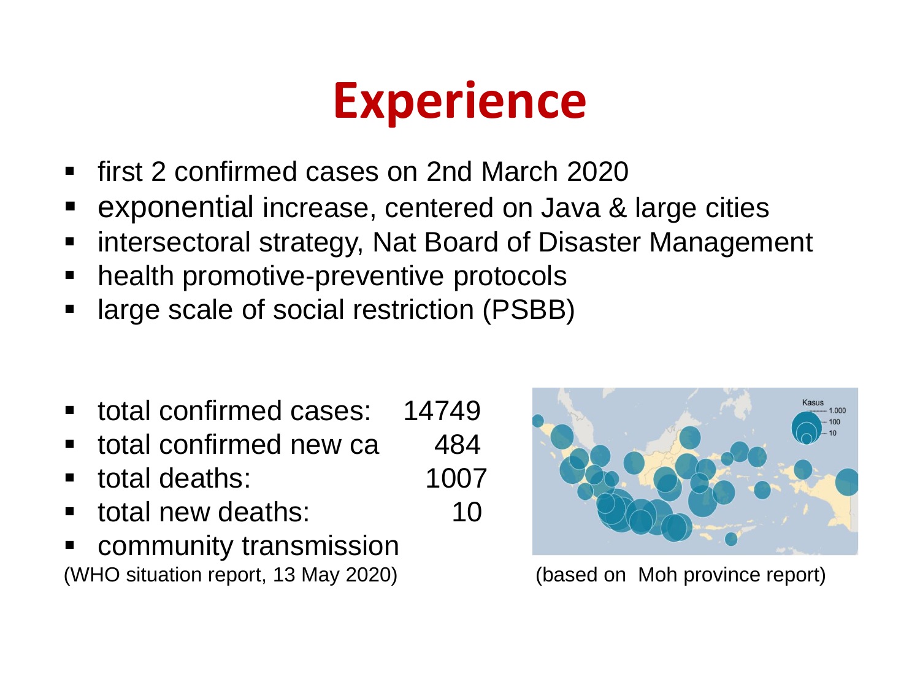# Experience

- first 2 confirmed cases on 2nd March 2020
- exponential increase, centered on Java & large cities
- intersectoral strategy, Nat Board of Disaster Management
- health promotive-preventive protocols
- large scale of social restriction (PSBB)

- total confirmed cases: 14749
- total confirmed new ca 484
- total deaths: 1007
- total new deaths: 10
- community transmission

(WHO situation report, 13 May 2020)

(based on Moh province report)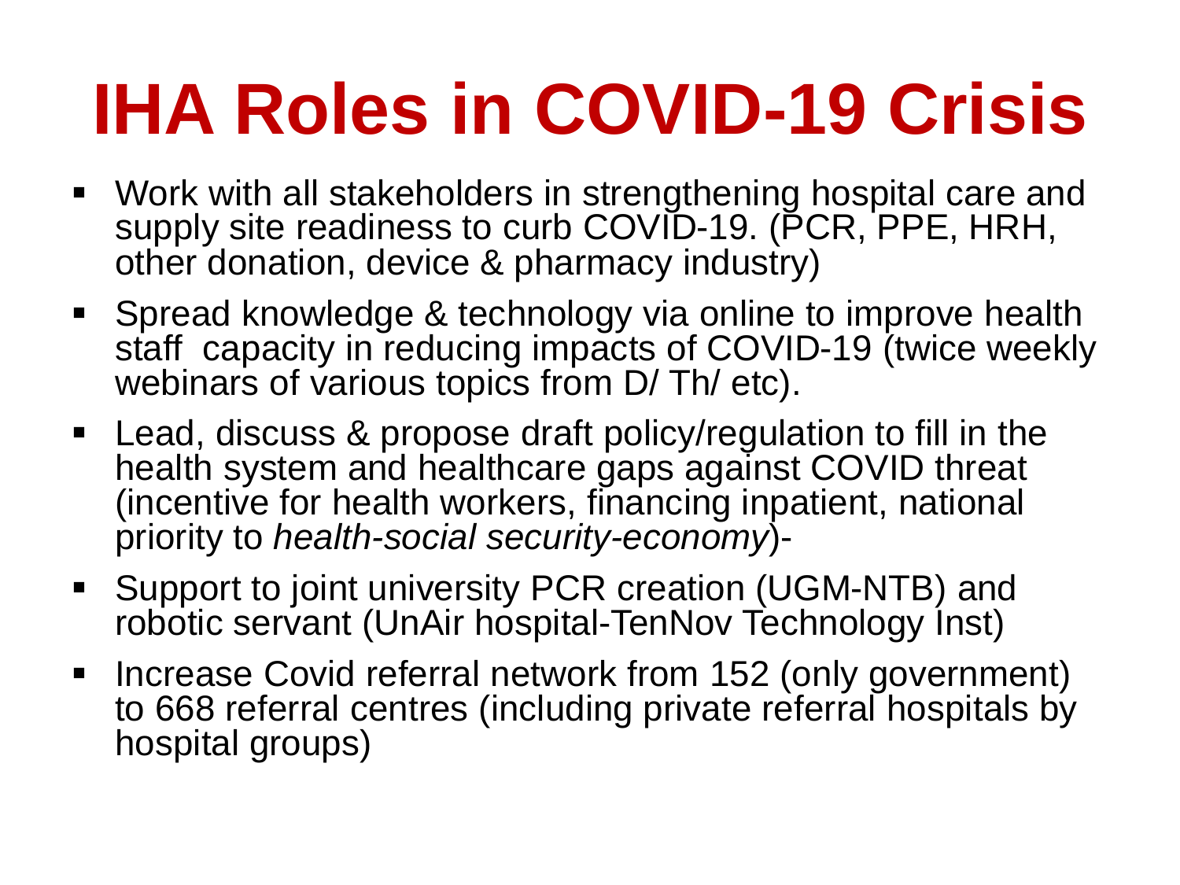# IHA Roles in COVID-19 Crisis

- Work with all stakeholders in strengthening hospital care and supply site readiness to curb COVID-19. (PCR, PPE, HRH, other donation, device & pharmacy industry)
- Spread knowledge & technology via online to improve health staff capacity in reducing impacts of COVID-19 (twice weekly webinars of various topics from D/ Th/ etc).
- Lead, discuss & propose draft policy/regulation to fill in the health system and healthcare gaps against COVID threat (incentive for health workers, financing inpatient, national priority to *health-social security-economy*)-
- Support to joint university PCR creation (UGM-NTB) and robotic servant (UnAir hospital-TenNov Technology Inst)
- Increase Covid referral network from 152 (only government) to 668 referral centres (including private referral hospitals by hospital groups)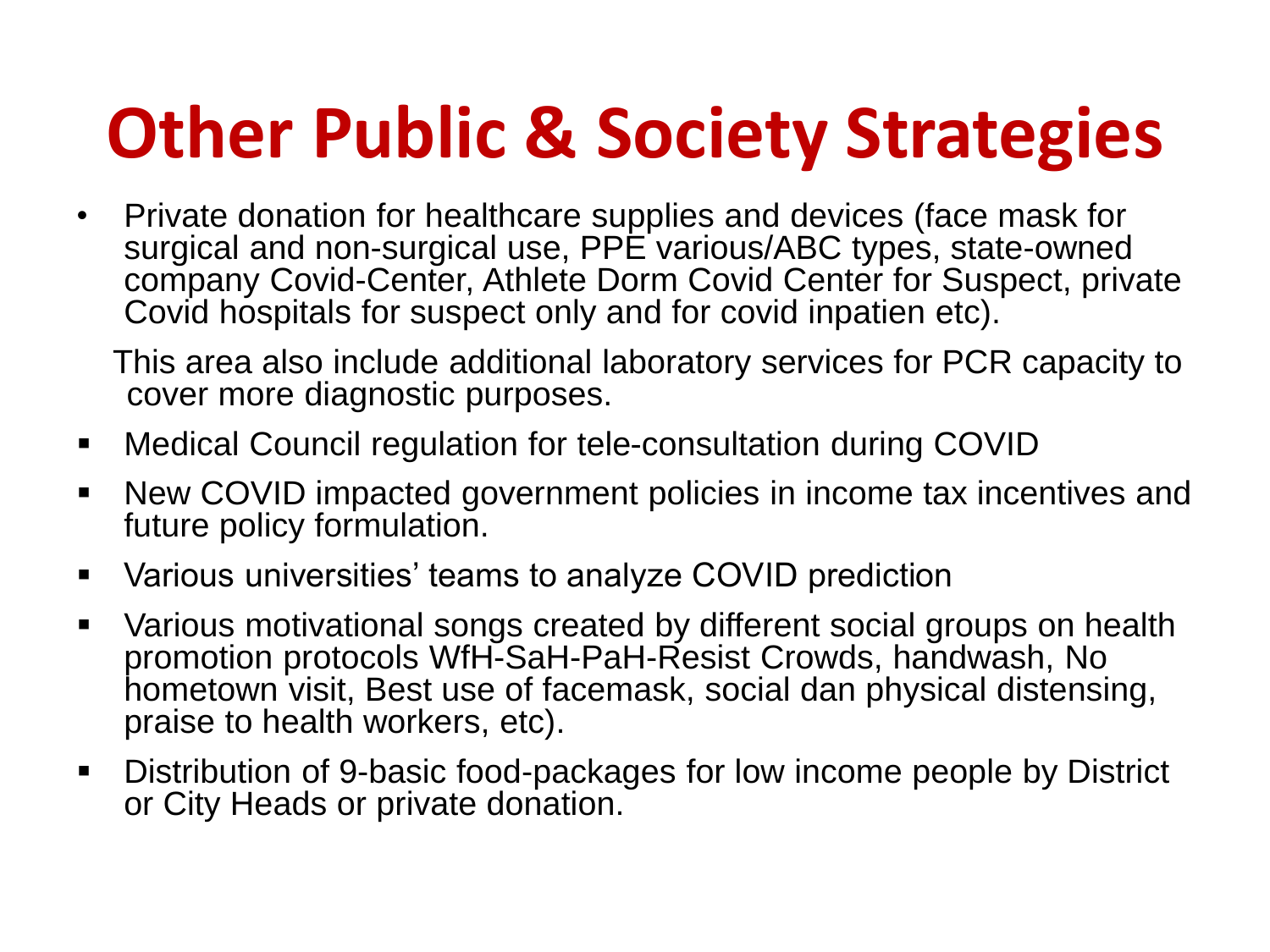# Other Public & Society Strategies

- Private donation for healthcare supplies and devices (face mask for surgical and non-surgical use, PPE various/ABC types, state-owned company Covid-Center, Athlete Dorm Covid Center for Suspect, private Covid hospitals for suspect only and for covid inpatien etc).

  This area also include additional laboratory services for PCR capacity to cover more diagnostic purposes.

- Medical Council regulation for tele-consultation during COVID
- New COVID impacted government policies in income tax incentives and future policy formulation.
- Various universities' teams to analyze COVID prediction
- Various motivational songs created by different social groups on health promotion protocols WfH-SaH-PaH-Resist Crowds, handwash, No hometown visit, Best use of facemask, social dan physical distensing, praise to health workers, etc).
- Distribution of 9-basic food-packages for low income people by District or City Heads or private donation.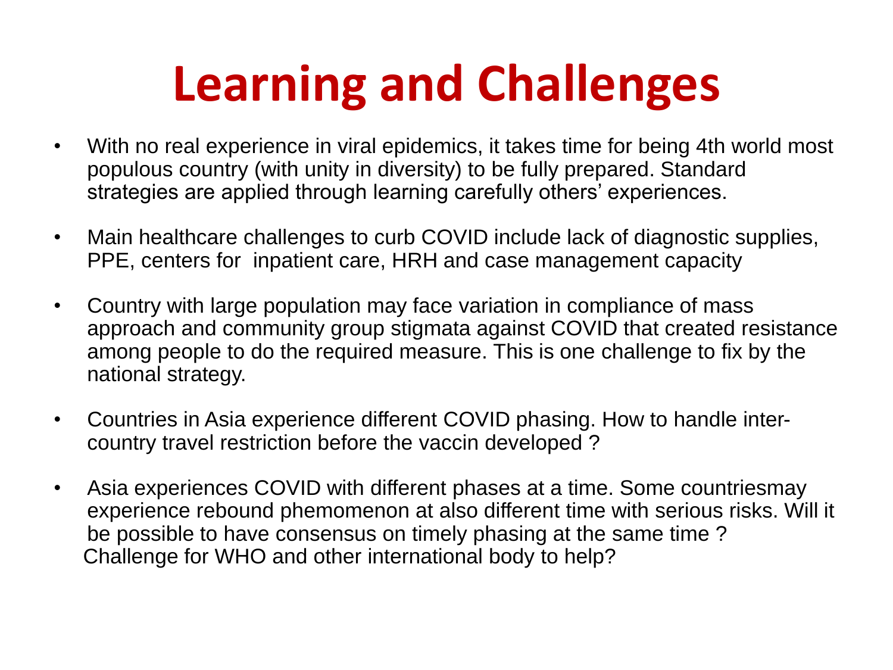# Learning and Challenges

- With no real experience in viral epidemics, it takes time for being 4th world most populous country (with unity in diversity) to be fully prepared. Standard strategies are applied through learning carefully others' experiences.
- Main healthcare challenges to curb COVID include lack of diagnostic supplies, PPE, centers for inpatient care, HRH and case management capacity
- Country with large population may face variation in compliance of mass approach and community group stigmata against COVID that created resistance among people to do the required measure. This is one challenge to fix by the national strategy.
- Countries in Asia experience different COVID phasing. How to handle inter-country travel restriction before the vaccin developed ?
- Asia experiences COVID with different phases at a time. Some countriesmay experience rebound phemomenon at also different time with serious risks. Will it be possible to have consensus on timely phasing at the same time ? Challenge for WHO and other international body to help?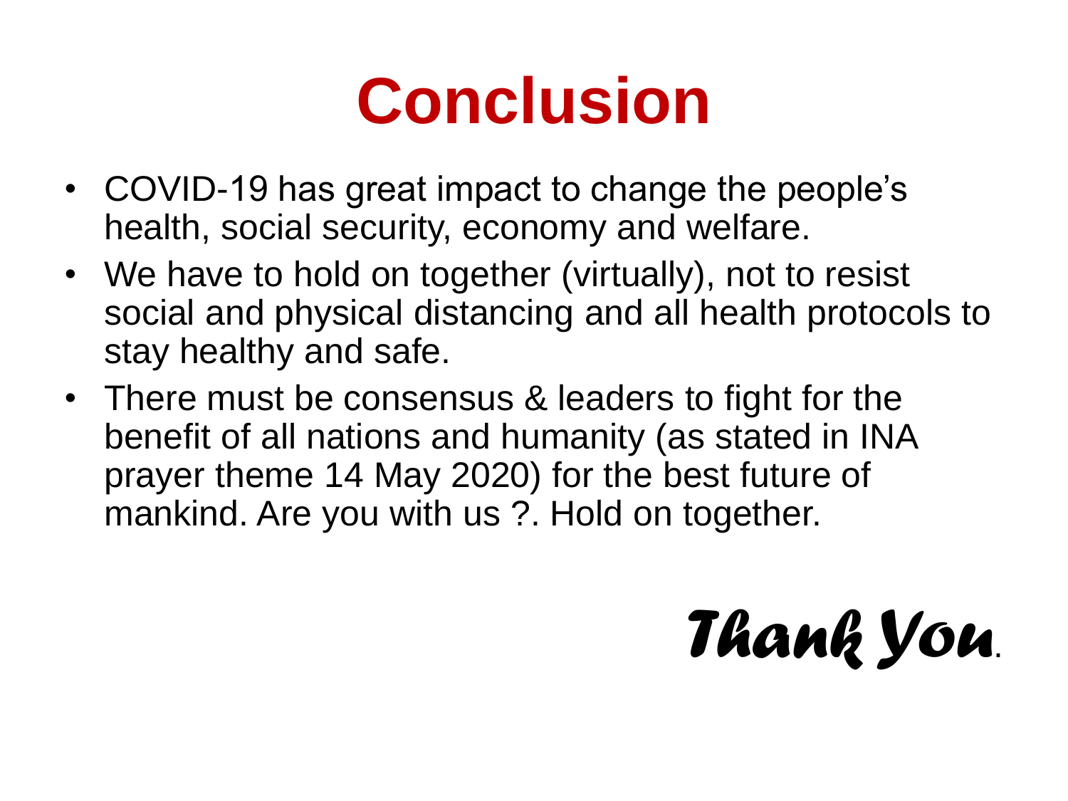# Conclusion

- COVID-19 has great impact to change the people's health, social security, economy and welfare.
- We have to hold on together (virtually), not to resist social and physical distancing and all health protocols to stay healthy and safe.
- There must be consensus & leaders to fight for the benefit of all nations and humanity (as stated in INA prayer theme 14 May 2020) for the best future of mankind. Are you with us ?. Hold on together.

*Thank You.*